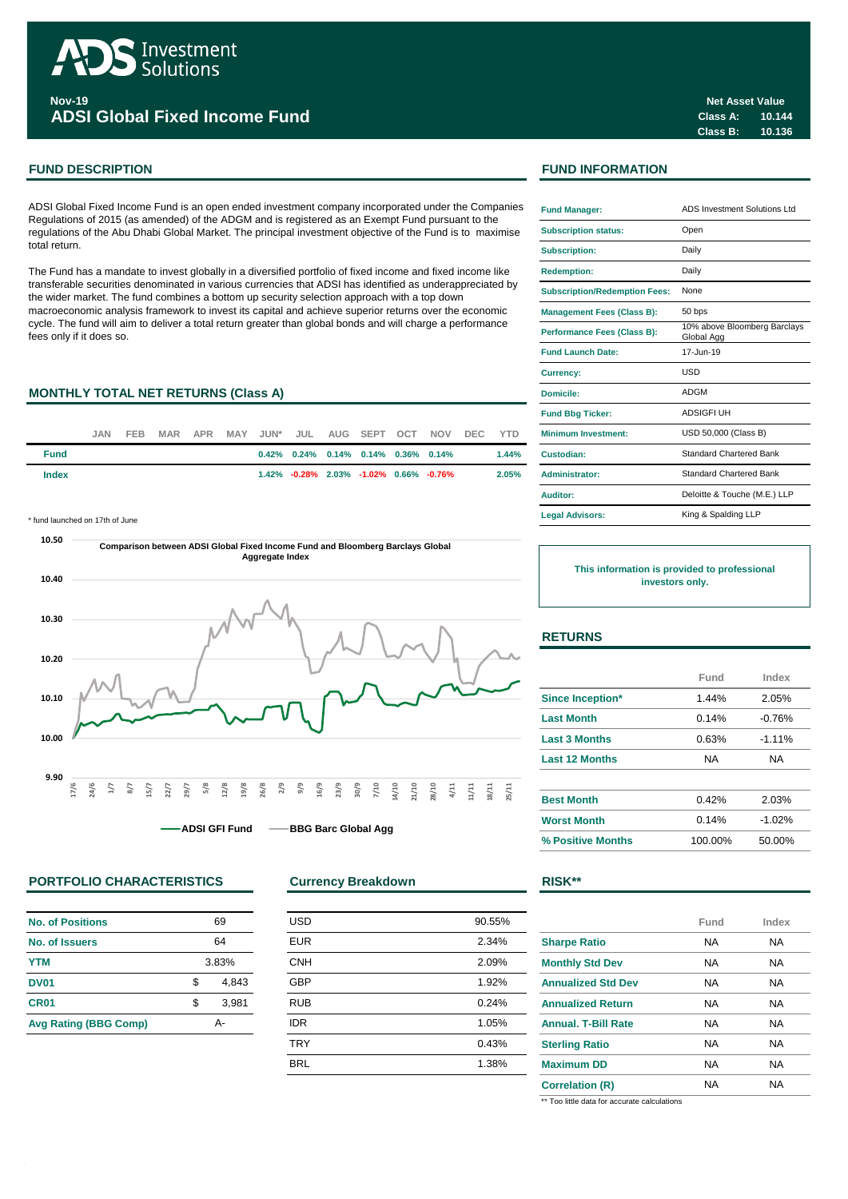# ADS Investment Solutions

**Nov-19**

## ADSI Global Fixed Income Fund

**Net Asset Value**

| | |
|---|---|
| Class A: | 10.144 |
| Class B: | 10.136 |

## FUND DESCRIPTION

ADSI Global Fixed Income Fund is an open ended investment company incorporated under the Companies Regulations of 2015 (as amended) of the ADGM and is registered as an Exempt Fund pursuant to the regulations of the Abu Dhabi Global Market. The principal investment objective of the Fund is to maximise total return.

The Fund has a mandate to invest globally in a diversified portfolio of fixed income and fixed income like transferable securities denominated in various currencies that ADSI has identified as underappreciated by the wider market. The fund combines a bottom up security selection approach with a top down macroeconomic analysis framework to invest its capital and achieve superior returns over the economic cycle. The fund will aim to deliver a total return greater than global bonds and will charge a performance fees only if it does so.

## MONTHLY TOTAL NET RETURNS (Class A)

| | JAN | FEB | MAR | APR | MAY | JUN* | JUL | AUG | SEPT | OCT | NOV | DEC | YTD |
|---|---|---|---|---|---|---|---|---|---|---|---|---|---|
| **Fund** | | | | | | 0.42% | 0.24% | 0.14% | 0.14% | 0.36% | 0.14% | | 1.44% |
| **Index** | | | | | | 1.42% | -0.28% | 2.03% | -1.02% | 0.66% | -0.76% | | 2.05% |

\* fund launched on 17th of June

**Comparison between ADSI Global Fixed Income Fund and Bloomberg Barclays Global Aggregate Index**

ADSI GFI Fund — BBG Barc Global Agg

## FUND INFORMATION

| | |
|---|---|
| **Fund Manager:** | ADS Investment Solutions Ltd |
| **Subscription status:** | Open |
| **Subscription:** | Daily |
| **Redemption:** | Daily |
| **Subscription/Redemption Fees:** | None |
| **Management Fees (Class B):** | 50 bps |
| **Performance Fees (Class B):** | 10% above Bloomberg Barclays Global Agg |
| **Fund Launch Date:** | 17-Jun-19 |
| **Currency:** | USD |
| **Domicile:** | ADGM |
| **Fund Bbg Ticker:** | ADSIGFI UH |
| **Minimum Investment:** | USD 50,000 (Class B) |
| **Custodian:** | Standard Chartered Bank |
| **Administrator:** | Standard Chartered Bank |
| **Auditor:** | Deloitte & Touche (M.E.) LLP |
| **Legal Advisors:** | King & Spalding LLP |

**This information is provided to professional investors only.**

## RETURNS

| | Fund | Index |
|---|---|---|
| **Since Inception*** | 1.44% | 2.05% |
| **Last Month** | 0.14% | -0.76% |
| **Last 3 Months** | 0.63% | -1.11% |
| **Last 12 Months** | NA | NA |
| | | |
| **Best Month** | 0.42% | 2.03% |
| **Worst Month** | 0.14% | -1.02% |
| **% Positive Months** | 100.00% | 50.00% |

## PORTFOLIO CHARACTERISTICS

| | |
|---|---|
| **No. of Positions** | 69 |
| **No. of Issuers** | 64 |
| **YTM** | 3.83% |
| **DV01** | $ 4,843 |
| **CR01** | $ 3,981 |
| **Avg Rating (BBG Comp)** | A- |

## Currency Breakdown

| | |
|---|---|
| USD | 90.55% |
| EUR | 2.34% |
| CNH | 2.09% |
| GBP | 1.92% |
| RUB | 0.24% |
| IDR | 1.05% |
| TRY | 0.43% |
| BRL | 1.38% |

## RISK**

| | Fund | Index |
|---|---|---|
| **Sharpe Ratio** | NA | NA |
| **Monthly Std Dev** | NA | NA |
| **Annualized Std Dev** | NA | NA |
| **Annualized Return** | NA | NA |
| **Annual. T-Bill Rate** | NA | NA |
| **Sterling Ratio** | NA | NA |
| **Maximum DD** | NA | NA |
| **Correlation (R)** | NA | NA |

** Too little data for accurate calculations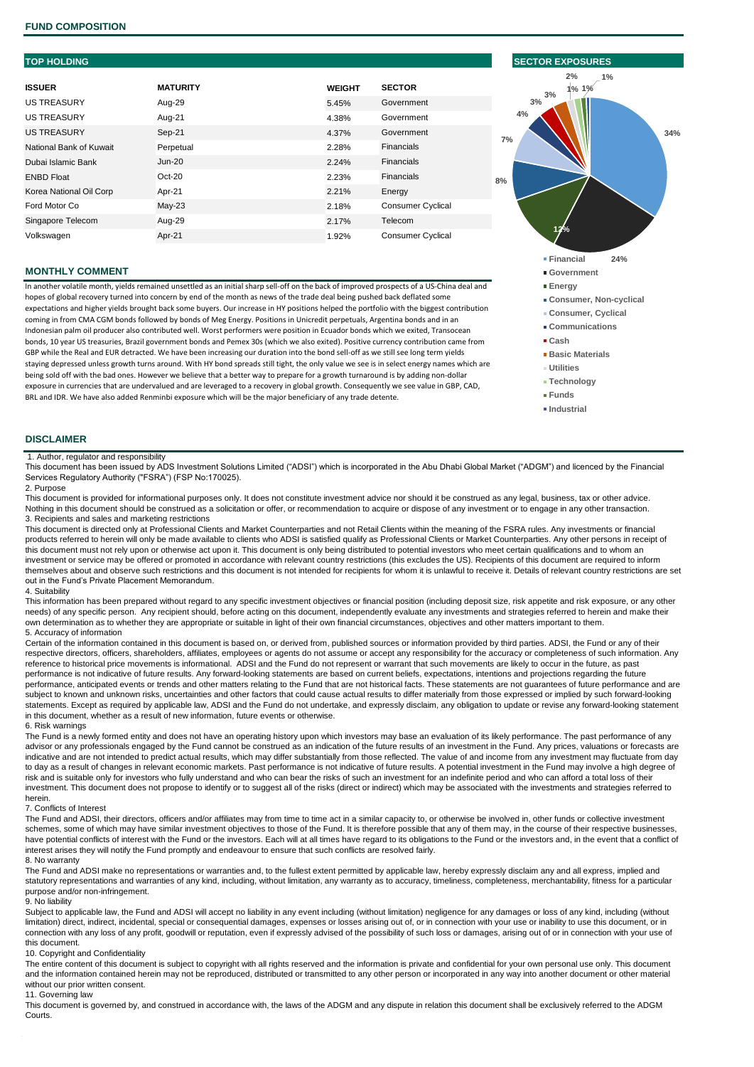## FUND COMPOSITION

### TOP HOLDING

| ISSUER | MATURITY | WEIGHT | SECTOR |
|---|---|---|---|
| US TREASURY | Aug-29 | 5.45% | Government |
| US TREASURY | Aug-21 | 4.38% | Government |
| US TREASURY | Sep-21 | 4.37% | Government |
| National Bank of Kuwait | Perpetual | 2.28% | Financials |
| Dubai Islamic Bank | Jun-20 | 2.24% | Financials |
| ENBD Float | Oct-20 | 2.23% | Financials |
| Korea National Oil Corp | Apr-21 | 2.21% | Energy |
| Ford Motor Co | May-23 | 2.18% | Consumer Cyclical |
| Singapore Telecom | Aug-29 | 2.17% | Telecom |
| Volkswagen | Apr-21 | 1.92% | Consumer Cyclical |

### SECTOR EXPOSURES

34%
24%
12%
8%
7%
4%
3%
3%
2%
1%
1%
1%

- Financial
- Government
- Energy
- Consumer, Non-cyclical
- Consumer, Cyclical
- Communications
- Cash
- Basic Materials
- Utilities
- Technology
- Funds
- Industrial

### MONTHLY COMMENT

In another volatile month, yields remained unsettled as an initial sharp sell-off on the back of improved prospects of a US-China deal and hopes of global recovery turned into concern by end of the month as news of the trade deal being pushed back deflated some expectations and higher yields brought back some buyers. Our increase in HY positions helped the portfolio with the biggest contribution coming in from CMA CGM bonds followed by bonds of Meg Energy. Positions in Unicredit perpetuals, Argentina bonds and in an Indonesian palm oil producer also contributed well. Worst performers were position in Ecuador bonds which we exited, Transocean bonds, 10 year US treasuries, Brazil government bonds and Pemex 30s (which we also exited). Positive currency contribution came from GBP while the Real and EUR detracted. We have been increasing our duration into the bond sell-off as we still see long term yields staying depressed unless growth turns around. With HY bond spreads still tight, the only value we see is in select energy names which are being sold off with the bad ones. However we believe that a better way to prepare for a growth turnaround is by adding non-dollar exposure in currencies that are undervalued and are leveraged to a recovery in global growth. Consequently we see value in GBP, CAD, BRL and IDR. We have also added Renminbi exposure which will be the major beneficiary of any trade detente.

## DISCLAIMER

1. Author, regulator and responsibility

This document has been issued by ADS Investment Solutions Limited ("ADSI") which is incorporated in the Abu Dhabi Global Market ("ADGM") and licenced by the Financial Services Regulatory Authority ("FSRA") (FSP No:170025).

2. Purpose

This document is provided for informational purposes only. It does not constitute investment advice nor should it be construed as any legal, business, tax or other advice. Nothing in this document should be construed as a solicitation or offer, or recommendation to acquire or dispose of any investment or to engage in any other transaction.

3. Recipients and sales and marketing restrictions

This document is directed only at Professional Clients and Market Counterparties and not Retail Clients within the meaning of the FSRA rules. Any investments or financial products referred to herein will only be made available to clients who ADSI is satisfied qualify as Professional Clients or Market Counterparties. Any other persons in receipt of this document must not rely upon or otherwise act upon it. This document is only being distributed to potential investors who meet certain qualifications and to whom an investment or service may be offered or promoted in accordance with relevant country restrictions (this excludes the US). Recipients of this document are required to inform themselves about and observe such restrictions and this document is not intended for recipients for whom it is unlawful to receive it. Details of relevant country restrictions are set out in the Fund's Private Placement Memorandum.

4. Suitability

This information has been prepared without regard to any specific investment objectives or financial position (including deposit size, risk appetite and risk exposure, or any other needs) of any specific person. Any recipient should, before acting on this document, independently evaluate any investments and strategies referred to herein and make their own determination as to whether they are appropriate or suitable in light of their own financial circumstances, objectives and other matters important to them.

5. Accuracy of information

Certain of the information contained in this document is based on, or derived from, published sources or information provided by third parties. ADSI, the Fund or any of their respective directors, officers, shareholders, affiliates, employees or agents do not assume or accept any responsibility for the accuracy or completeness of such information. Any reference to historical price movements is informational. ADSI and the Fund do not represent or warrant that such movements are likely to occur in the future, as past performance is not indicative of future results. Any forward-looking statements are based on current beliefs, expectations, intentions and projections regarding the future performance, anticipated events or trends and other matters relating to the Fund that are not historical facts. These statements are not guarantees of future performance and are subject to known and unknown risks, uncertainties and other factors that could cause actual results to differ materially from those expressed or implied by such forward-looking statements. Except as required by applicable law, ADSI and the Fund do not undertake, and expressly disclaim, any obligation to update or revise any forward-looking statement in this document, whether as a result of new information, future events or otherwise.

6. Risk warnings

The Fund is a newly formed entity and does not have an operating history upon which investors may base an evaluation of its likely performance. The past performance of any advisor or any professionals engaged by the Fund cannot be construed as an indication of the future results of an investment in the Fund. Any prices, valuations or forecasts are indicative and are not intended to predict actual results, which may differ substantially from those reflected. The value of and income from any investment may fluctuate from day to day as a result of changes in relevant economic markets. Past performance is not indicative of future results. A potential investment in the Fund may involve a high degree of risk and is suitable only for investors who fully understand and who can bear the risks of such an investment for an indefinite period and who can afford a total loss of their investment. This document does not propose to identify or to suggest all of the risks (direct or indirect) which may be associated with the investments and strategies referred to herein.

7. Conflicts of Interest

The Fund and ADSI, their directors, officers and/or affiliates may from time to time act in a similar capacity to, or otherwise be involved in, other funds or collective investment schemes, some of which may have similar investment objectives to those of the Fund. It is therefore possible that any of them may, in the course of their respective businesses, have potential conflicts of interest with the Fund or the investors. Each will at all times have regard to its obligations to the Fund or the investors and, in the event that a conflict of interest arises they will notify the Fund promptly and endeavour to ensure that such conflicts are resolved fairly.

8. No warranty

The Fund and ADSI make no representations or warranties and, to the fullest extent permitted by applicable law, hereby expressly disclaim any and all express, implied and statutory representations and warranties of any kind, including, without limitation, any warranty as to accuracy, timeliness, completeness, merchantability, fitness for a particular purpose and/or non-infringement.

9. No liability

Subject to applicable law, the Fund and ADSI will accept no liability in any event including (without limitation) negligence for any damages or loss of any kind, including (without limitation) direct, indirect, incidental, special or consequential damages, expenses or losses arising out of, or in connection with your use or inability to use this document, or in connection with any loss of any profit, goodwill or reputation, even if expressly advised of the possibility of such loss or damages, arising out of or in connection with your use of this document.

10. Copyright and Confidentiality

The entire content of this document is subject to copyright with all rights reserved and the information is private and confidential for your own personal use only. This document and the information contained herein may not be reproduced, distributed or transmitted to any other person or incorporated in any way into another document or other material without our prior written consent.

11. Governing law

This document is governed by, and construed in accordance with, the laws of the ADGM and any dispute in relation this document shall be exclusively referred to the ADGM Courts.